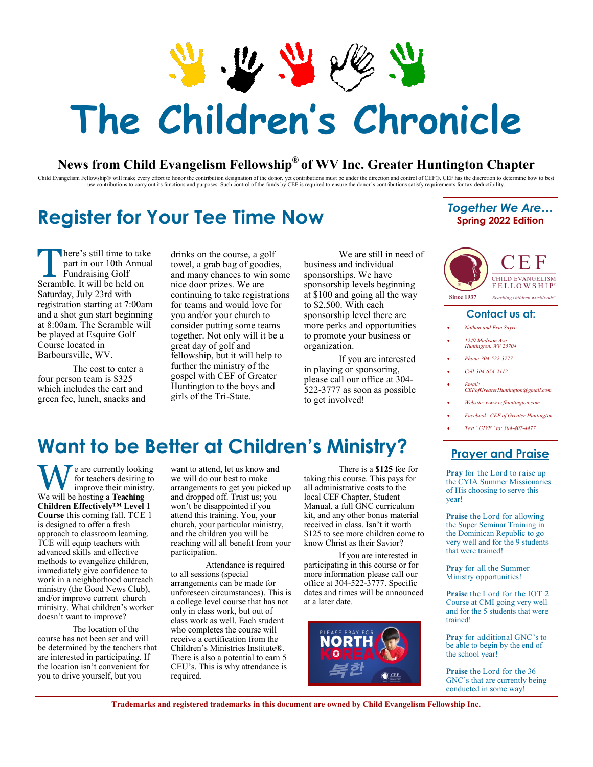# The Children's Chronicle

## News from Child Evangelism Fellowship® of WV Inc. Greater Huntington Chapter

Child Evangelism Fellowship® will make every effort to honor the contribution designation of the donor, yet contributions must be under the direction and control of CEF®. CEF has the discretion to determine how to best use contributions to carry out its functions and purposes. Such control of the funds by CEF is required to ensure the donor's contributions satisfy requirements for tax-deductibility.

## Register for Your Tee Time Now

There's still time to take part in our 10th Annual Fundraising Golf Scramble. It will be held on Saturday, July 23rd with registration starting at 7:00am and a shot gun start beginning at 8:00am. The Scramble will be played at Esquire Golf Course located in Barboursville, WV.

The cost to enter a four person team is $325 which includes the cart and green fee, lunch, snacks and drinks on the course, a golf towel, a grab bag of goodies, and many chances to win some nice door prizes. We are continuing to take registrations for teams and would love for you and/or your church to consider putting some teams together. Not only will it be a great day of golf and fellowship, but it will help to further the ministry of the gospel with CEF of Greater Huntington to the boys and girls of the Tri-State.

We are still in need of business and individual sponsorships. We have sponsorship levels beginning at $100 and going all the way to $2,500. With each sponsorship level there are more perks and opportunities to promote your business or organization.

If you are interested in playing or sponsoring, please call our office at 304-522-3777 as soon as possible to get involved!

## Want to be Better at Children's Ministry?

We are currently looking for teachers desiring to improve their ministry. We will be hosting a **Teaching Children Effectively™ Level 1 Course** this coming fall. TCE 1 is designed to offer a fresh approach to classroom learning. TCE will equip teachers with advanced skills and effective methods to evangelize children, immediately give confidence to work in a neighborhood outreach ministry (the Good News Club), and/or improve current church ministry. What children's worker doesn't want to improve?

The location of the course has not been set and will be determined by the teachers that are interested in participating. If the location isn't convenient for you to drive yourself, but you want to attend, let us know and we will do our best to make arrangements to get you picked up and dropped off. Trust us; you won't be disappointed if you attend this training. You, your church, your particular ministry, and the children you will be reaching will all benefit from your participation.

Attendance is required to all sessions (special arrangements can be made for unforeseen circumstances). This is a college level course that has not only in class work, but out of class work as well. Each student who completes the course will receive a certification from the Children's Ministries Institute®. There is also a potential to earn 5 CEU's. This is why attendance is required.

There is a **$125** fee for taking this course. This pays for all administrative costs to the local CEF Chapter, Student Manual, a full GNC curriculum kit, and any other bonus material received in class. Isn't it worth $125 to see more children come to know Christ as their Savior?

If you are interested in participating in this course or for more information please call our office at 304-522-3777. Specific dates and times will be announced at a later date.

PLEASE PRAY FOR NORTH KOREA 북한

### *Together We Are…*

**Spring 2022 Edition**

CEF CHILD EVANGELISM FELLOWSHIP® Since 1937 *Reaching children worldwide*

### Contact us at:

- *Nathan and Erin Sayre*
- *1249 Madison Ave. Huntington, WV 25704*
- *Phone-304-522-3777*
- *Cell-304-654-2112*
- *Email: CEFofGreaterHuntington@gmail.com*
- *Website: www.cefhuntington.com*
- *Facebook: CEF of Greater Huntington*
- *Text "GIVE" to: 304-407-4477*

### Prayer and Praise

**Pray** for the Lord to raise up the CYIA Summer Missionaries of His choosing to serve this year!

**Praise** the Lord for allowing the Super Seminar Training in the Dominican Republic to go very well and for the 9 students that were trained!

**Pray** for all the Summer Ministry opportunities!

**Praise** the Lord for the IOT 2 Course at CMI going very well and for the 5 students that were trained!

**Pray** for additional GNC's to be able to begin by the end of the school year!

**Praise** the Lord for the 36 GNC's that are currently being conducted in some way!

**Trademarks and registered trademarks in this document are owned by Child Evangelism Fellowship Inc.**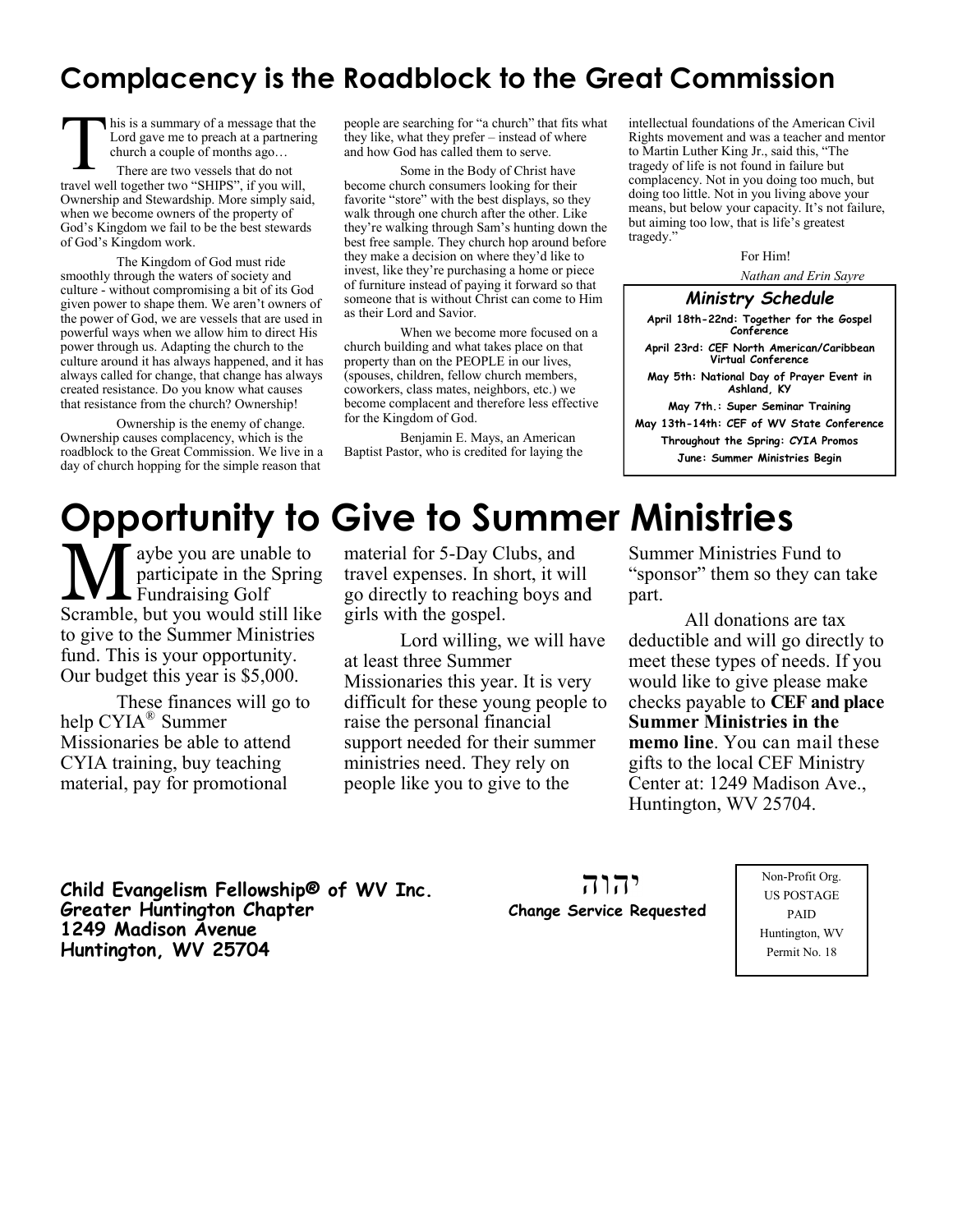# Complacency is the Roadblock to the Great Commission

This is a summary of a message that the Lord gave me to preach at a partnering church a couple of months ago…

There are two vessels that do not travel well together two "SHIPS", if you will, Ownership and Stewardship. More simply said, when we become owners of the property of God's Kingdom we fail to be the best stewards of God's Kingdom work.

The Kingdom of God must ride smoothly through the waters of society and culture - without compromising a bit of its God given power to shape them. We aren't owners of the power of God, we are vessels that are used in powerful ways when we allow him to direct His power through us. Adapting the church to the culture around it has always happened, and it has always called for change, that change has always created resistance. Do you know what causes that resistance from the church? Ownership!

Ownership is the enemy of change. Ownership causes complacency, which is the roadblock to the Great Commission. We live in a day of church hopping for the simple reason that people are searching for "a church" that fits what they like, what they prefer – instead of where and how God has called them to serve.

Some in the Body of Christ have become church consumers looking for their favorite "store" with the best displays, so they walk through one church after the other. Like they're walking through Sam's hunting down the best free sample. They church hop around before they make a decision on where they'd like to invest, like they're purchasing a home or piece of furniture instead of paying it forward so that someone that is without Christ can come to Him as their Lord and Savior.

When we become more focused on a church building and what takes place on that property than on the PEOPLE in our lives, (spouses, children, fellow church members, coworkers, class mates, neighbors, etc.) we become complacent and therefore less effective for the Kingdom of God.

Benjamin E. Mays, an American Baptist Pastor, who is credited for laying the intellectual foundations of the American Civil Rights movement and was a teacher and mentor to Martin Luther King Jr., said this, "The tragedy of life is not found in failure but complacency. Not in you doing too much, but doing too little. Not in you living above your means, but below your capacity. It's not failure, but aiming too low, that is life's greatest tragedy."

For Him!

*Nathan and Erin Sayre*

### Ministry Schedule

**April 18th-22nd: Together for the Gospel Conference**

**April 23rd: CEF North American/Caribbean Virtual Conference**

**May 5th: National Day of Prayer Event in Ashland, KY**

**May 7th.: Super Seminar Training**

**May 13th-14th: CEF of WV State Conference**

**Throughout the Spring: CYIA Promos**

**June: Summer Ministries Begin**

# Opportunity to Give to Summer Ministries

Maybe you are unable to participate in the Spring Fundraising Golf Scramble, but you would still like to give to the Summer Ministries fund. This is your opportunity. Our budget this year is $5,000.

These finances will go to help CYIA® Summer Missionaries be able to attend CYIA training, buy teaching material, pay for promotional material for 5-Day Clubs, and travel expenses. In short, it will go directly to reaching boys and girls with the gospel.

Lord willing, we will have at least three Summer Missionaries this year. It is very difficult for these young people to raise the personal financial support needed for their summer ministries need. They rely on people like you to give to the Summer Ministries Fund to "sponsor" them so they can take part.

All donations are tax deductible and will go directly to meet these types of needs. If you would like to give please make checks payable to **CEF and place Summer Ministries in the memo line**. You can mail these gifts to the local CEF Ministry Center at: 1249 Madison Ave., Huntington, WV 25704.

**Child Evangelism Fellowship® of WV Inc.**
**Greater Huntington Chapter**
**1249 Madison Avenue**
**Huntington, WV 25704**

יהוה

**Change Service Requested**

Non-Profit Org.
US POSTAGE
PAID
Huntington, WV
Permit No. 18